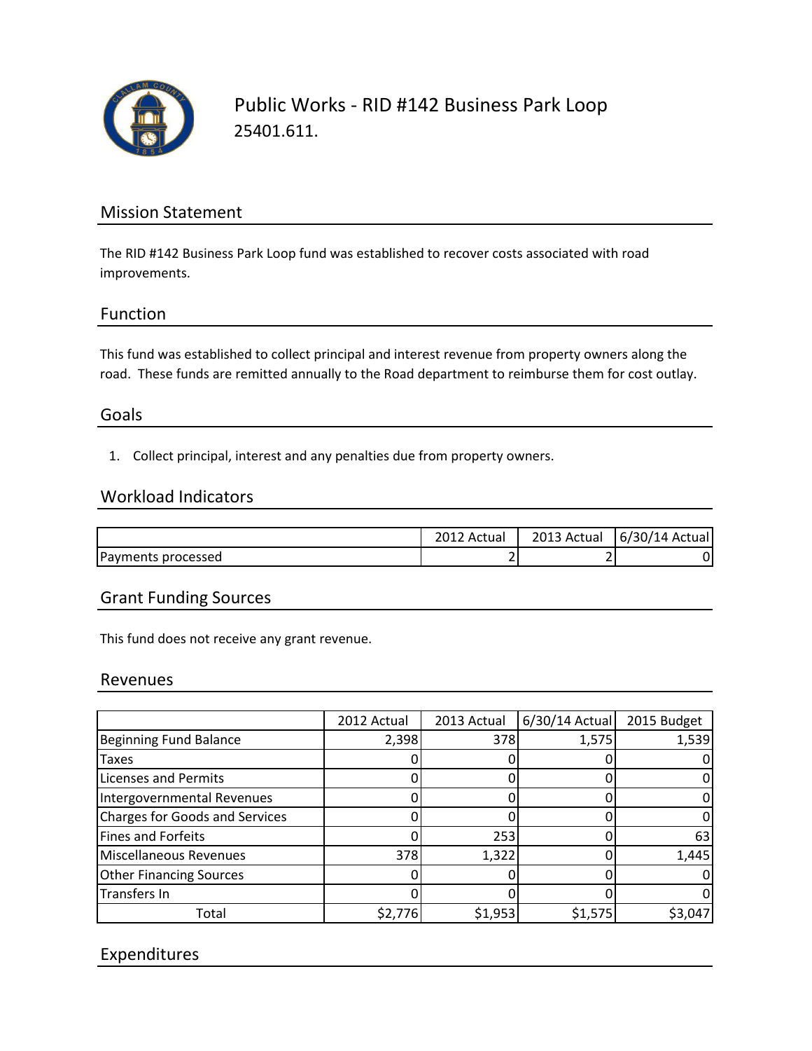# Public Works - RID #142 Business Park Loop

25401.611.

## Mission Statement

The RID #142 Business Park Loop fund was established to recover costs associated with road improvements.

## Function

This fund was established to collect principal and interest revenue from property owners along the road. These funds are remitted annually to the Road department to reimburse them for cost outlay.

## Goals

1. Collect principal, interest and any penalties due from property owners.

## Workload Indicators

| | 2012 Actual | 2013 Actual | 6/30/14 Actual |
|---|---|---|---|
| Payments processed | 2 | 2 | 0 |

## Grant Funding Sources

This fund does not receive any grant revenue.

## Revenues

| | 2012 Actual | 2013 Actual | 6/30/14 Actual | 2015 Budget |
|---|---|---|---|---|
| Beginning Fund Balance | 2,398 | 378 | 1,575 | 1,539 |
| Taxes | 0 | 0 | 0 | 0 |
| Licenses and Permits | 0 | 0 | 0 | 0 |
| Intergovernmental Revenues | 0 | 0 | 0 | 0 |
| Charges for Goods and Services | 0 | 0 | 0 | 0 |
| Fines and Forfeits | 0 | 253 | 0 | 63 |
| Miscellaneous Revenues | 378 | 1,322 | 0 | 1,445 |
| Other Financing Sources | 0 | 0 | 0 | 0 |
| Transfers In | 0 | 0 | 0 | 0 |
| Total | $2,776 | $1,953 | $1,575 | $3,047 |

## Expenditures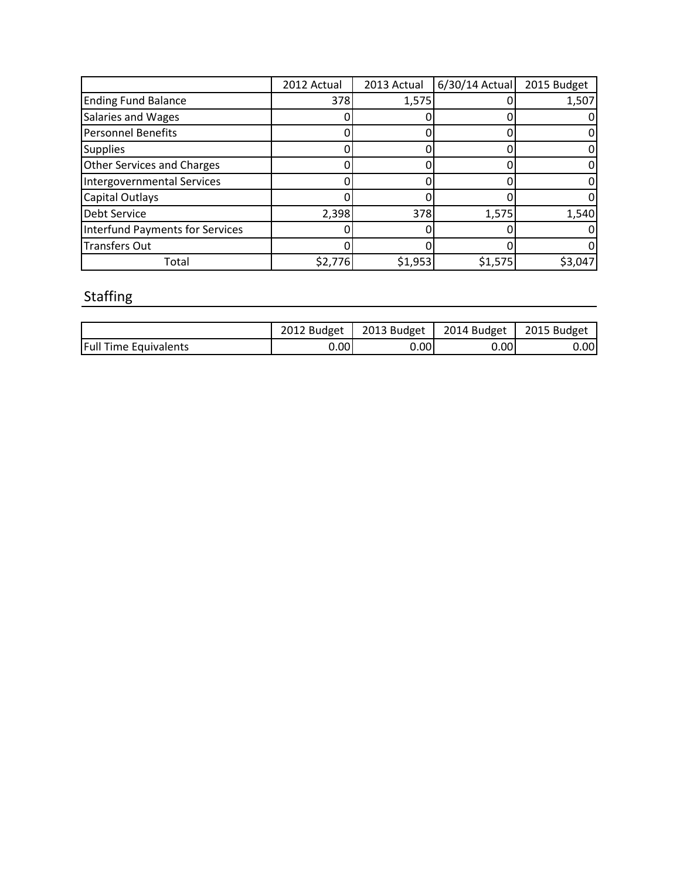| | 2012 Actual | 2013 Actual | 6/30/14 Actual | 2015 Budget |
|---|---|---|---|---|
| Ending Fund Balance | 378 | 1,575 | 0 | 1,507 |
| Salaries and Wages | 0 | 0 | 0 | 0 |
| Personnel Benefits | 0 | 0 | 0 | 0 |
| Supplies | 0 | 0 | 0 | 0 |
| Other Services and Charges | 0 | 0 | 0 | 0 |
| Intergovernmental Services | 0 | 0 | 0 | 0 |
| Capital Outlays | 0 | 0 | 0 | 0 |
| Debt Service | 2,398 | 378 | 1,575 | 1,540 |
| Interfund Payments for Services | 0 | 0 | 0 | 0 |
| Transfers Out | 0 | 0 | 0 | 0 |
| Total | $2,776 | $1,953 | $1,575 | $3,047 |

## Staffing

| | 2012 Budget | 2013 Budget | 2014 Budget | 2015 Budget |
|---|---|---|---|---|
| Full Time Equivalents | 0.00 | 0.00 | 0.00 | 0.00 |